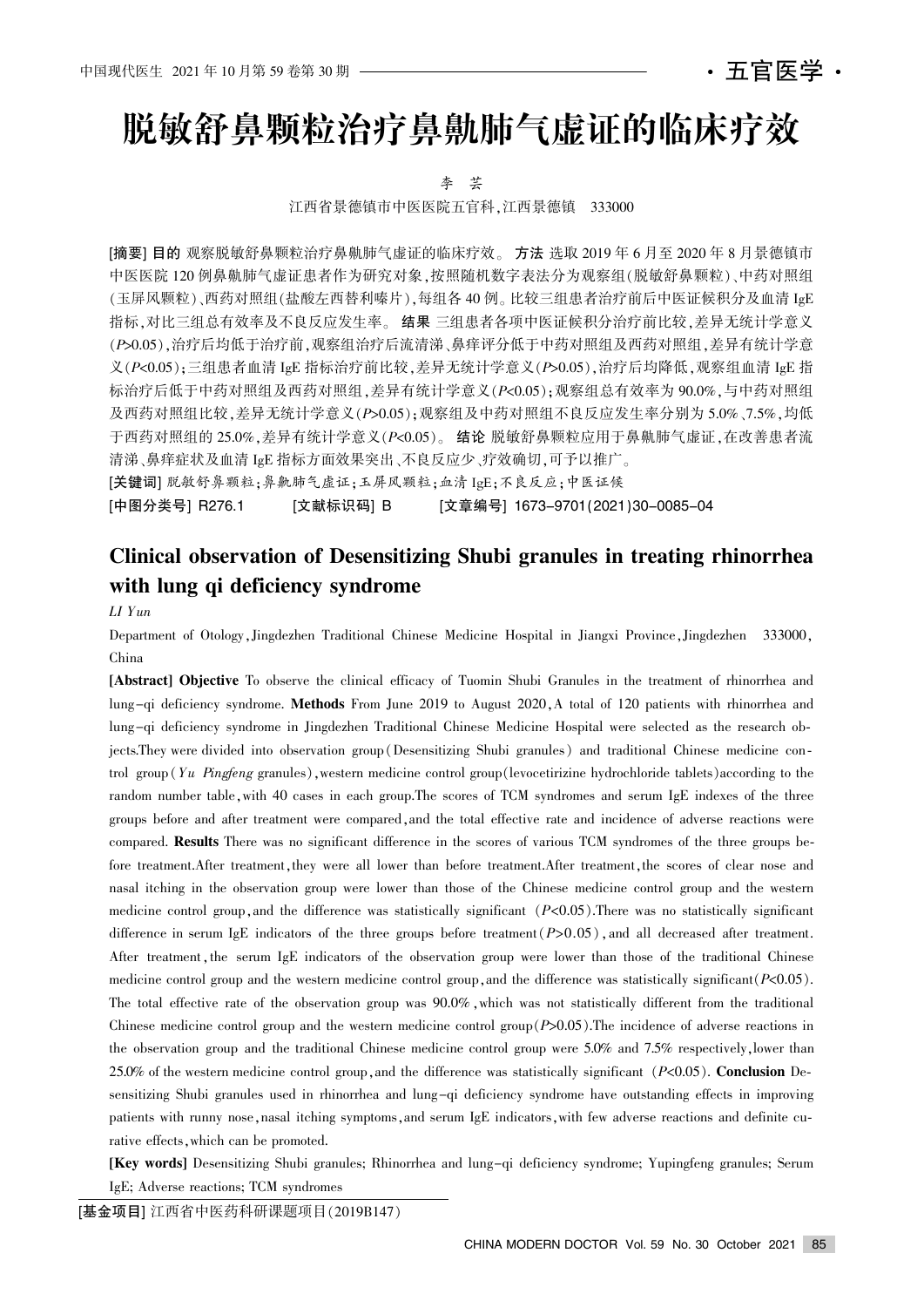# 脱敏舒鼻颗粒治疗鼻鼽肺气虚证的临床疗效

李 芸

江西省景德镇市中医医院五官科，江西景德镇 333000

**[摘要] 目的** 观察脱敏舒鼻颗粒治疗鼻鼽肺气虚证的临床疗效。**方法** 选取2019年6月至2020年8月景德镇市中医医院120例鼻鼽肺气虚证患者作为研究对象，按照随机数字表法分为观察组（脱敏舒鼻颗粒）、中药对照组（玉屏风颗粒）、西药对照组（盐酸左西替利嗪片），每组各40例。比较三组患者治疗前后中医证候积分及血清IgE指标，对比三组总有效率及不良反应发生率。**结果** 三组患者各项中医证候积分治疗前比较，差异无统计学意义（$P>0.05$），治疗后均低于治疗前，观察组治疗后流清涕、鼻痒评分低于中药对照组及西药对照组，差异有统计学意义（$P<0.05$）；三组患者血清IgE指标治疗前比较，差异无统计学意义（$P>0.05$），治疗后均降低，观察组血清IgE指标治疗后低于中药对照组及西药对照组，差异有统计学意义（$P<0.05$）；观察组总有效率为90.0%，与中药对照组及西药对照组比较，差异无统计学意义（$P>0.05$）；观察组及中药对照组不良反应发生率分别为5.0%、7.5%，均低于西药对照组的25.0%，差异有统计学意义（$P<0.05$）。**结论** 脱敏舒鼻颗粒应用于鼻鼽肺气虚证，在改善患者流清涕、鼻痒症状及血清IgE指标方面效果突出、不良反应少、疗效确切，可予以推广。

**[关键词]** 脱敏舒鼻颗粒；鼻鼽肺气虚证；玉屏风颗粒；血清IgE；不良反应；中医证候

**[中图分类号]** R276.1　**[文献标识码]** B　**[文章编号]** 1673-9701(2021)30-0085-04

## Clinical observation of Desensitizing Shubi granules in treating rhinorrhea with lung qi deficiency syndrome

*LI Yun*

Department of Otology, Jingdezhen Traditional Chinese Medicine Hospital in Jiangxi Province, Jingdezhen 333000, China

**[Abstract] Objective** To observe the clinical efficacy of Tuomin Shubi Granules in the treatment of rhinorrhea and lung-qi deficiency syndrome. **Methods** From June 2019 to August 2020, A total of 120 patients with rhinorrhea and lung-qi deficiency syndrome in Jingdezhen Traditional Chinese Medicine Hospital were selected as the research objects. They were divided into observation group (Desensitizing Shubi granules) and traditional Chinese medicine control group (*Yu Pingfeng* granules), western medicine control group (levocetirizine hydrochloride tablets) according to the random number table, with 40 cases in each group. The scores of TCM syndromes and serum IgE indexes of the three groups before and after treatment were compared, and the total effective rate and incidence of adverse reactions were compared. **Results** There was no significant difference in the scores of various TCM syndromes of the three groups before treatment. After treatment, they were all lower than before treatment. After treatment, the scores of clear nose and nasal itching in the observation group were lower than those of the Chinese medicine control group and the western medicine control group, and the difference was statistically significant ($P<0.05$). There was no statistically significant difference in serum IgE indicators of the three groups before treatment ($P>0.05$), and all decreased after treatment. After treatment, the serum IgE indicators of the observation group were lower than those of the traditional Chinese medicine control group and the western medicine control group, and the difference was statistically significant ($P<0.05$). The total effective rate of the observation group was 90.0%, which was not statistically different from the traditional Chinese medicine control group and the western medicine control group ($P>0.05$). The incidence of adverse reactions in the observation group and the traditional Chinese medicine control group were 5.0% and 7.5% respectively, lower than 25.0% of the western medicine control group, and the difference was statistically significant ($P<0.05$). **Conclusion** Desensitizing Shubi granules used in rhinorrhea and lung-qi deficiency syndrome have outstanding effects in improving patients with runny nose, nasal itching symptoms, and serum IgE indicators, with few adverse reactions and definite curative effects, which can be promoted.

**[Key words]** Desensitizing Shubi granules; Rhinorrhea and lung-qi deficiency syndrome; Yupingfeng granules; Serum IgE; Adverse reactions; TCM syndromes

**[基金项目]** 江西省中医药科研课题项目（2019B147）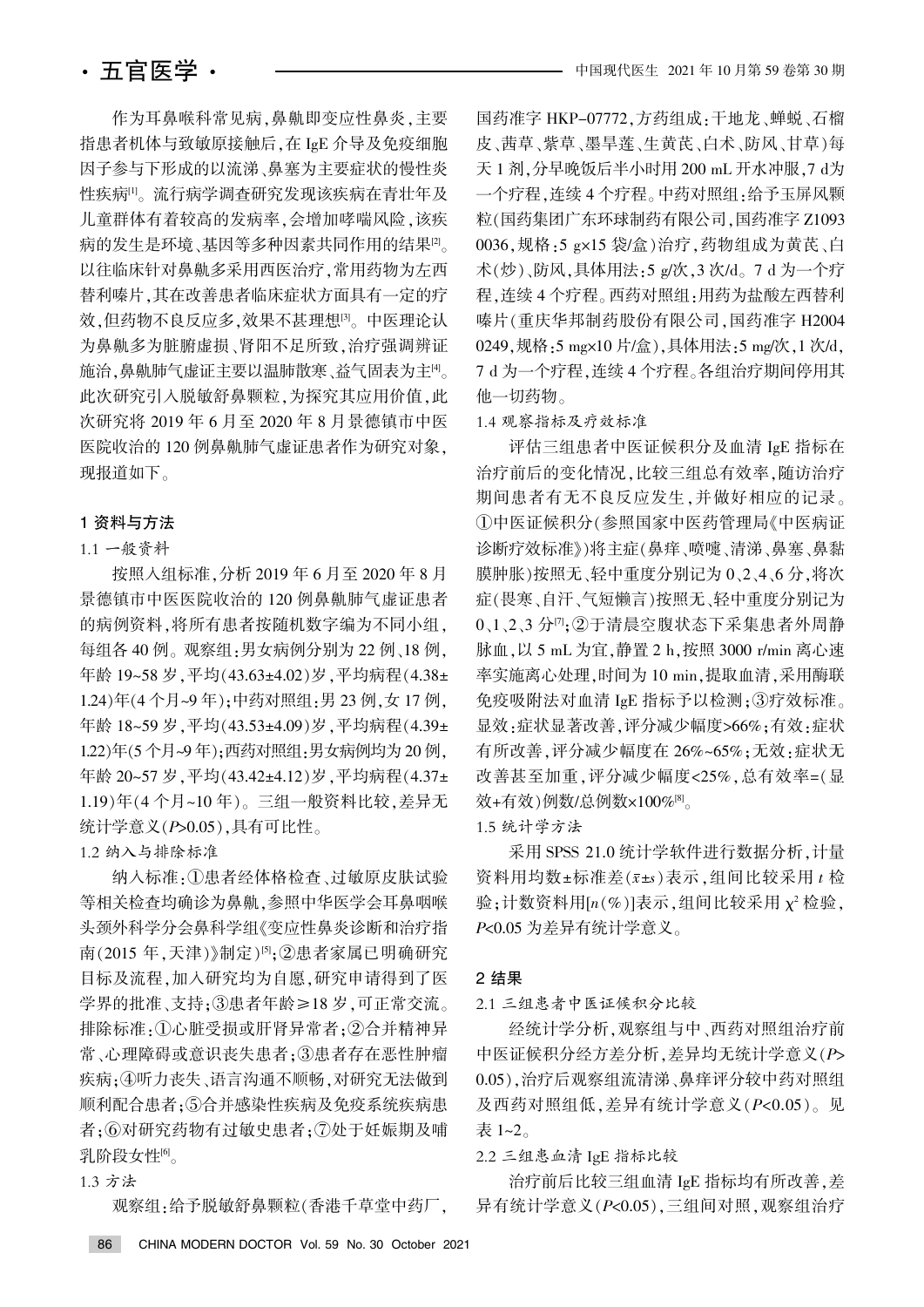作为耳鼻喉科常见病，鼻鼽即变应性鼻炎，主要指患者机体与致敏原接触后，在 IgE 介导及免疫细胞因子参与下形成的以流涕、鼻塞为主要症状的慢性炎性疾病[1]。流行病学调查研究发现该疾病在青壮年及儿童群体有着较高的发病率，会增加哮喘风险，该疾病的发生是环境、基因等多种因素共同作用的结果[2]。以往临床针对鼻鼽多采用西医治疗，常用药物为左西替利嗪片，其在改善患者临床症状方面具有一定的疗效，但药物不良反应多，效果不甚理想[3]。中医理论认为鼻鼽多为脏腑虚损、肾阳不足所致，治疗强调辨证施治，鼻鼽肺气虚证主要以温肺散寒、益气固表为主[4]。此次研究引入脱敏舒鼻颗粒，为探究其应用价值，此次研究将 2019 年 6 月至 2020 年 8 月景德镇市中医医院收治的 120 例鼻鼽肺气虚证患者作为研究对象，现报道如下。

## 1 资料与方法

### 1.1 一般资料

按照入组标准，分析 2019 年 6 月至 2020 年 8 月景德镇市中医医院收治的 120 例鼻鼽肺气虚证患者的病例资料，将所有患者按随机数字编为不同小组，每组各 40 例。观察组：男女病例分别为 22 例、18 例，年龄 19~58 岁，平均(43.63±4.02)岁，平均病程(4.38±1.24)年(4 个月~9 年)；中药对照组：男 23 例，女 17 例，年龄 18~59 岁，平均(43.53±4.09)岁，平均病程(4.39±1.22)年(5 个月~9 年)；西药对照组：男女病例均为 20 例，年龄 20~57 岁，平均(43.42±4.12)岁，平均病程(4.37±1.19)年(4 个月~10 年)。三组一般资料比较，差异无统计学意义($P$>0.05)，具有可比性。

### 1.2 纳入与排除标准

纳入标准：①患者经体格检查、过敏原皮肤试验等相关检查均确诊为鼻鼽，参照中华医学会耳鼻咽喉头颈外科学分会鼻科学组《变应性鼻炎诊断和治疗指南(2015 年，天津)》制定)[5]；②患者家属已明确研究目标及流程，加入研究均为自愿，研究申请得到了医学界的批准、支持；③患者年龄≥18 岁，可正常交流。排除标准：①心脏受损或肝肾异常者；②合并精神异常、心理障碍或意识丧失患者；③患者存在恶性肿瘤疾病；④听力丧失、语言沟通不顺畅，对研究无法做到顺利配合患者；⑤合并感染性疾病及免疫系统疾病患者；⑥对研究药物有过敏史患者；⑦处于妊娠期及哺乳阶段女性[6]。

### 1.3 方法

观察组：给予脱敏舒鼻颗粒(香港千草堂中药厂，国药准字 HKP–07772，方药组成：干地龙、蝉蜕、石榴皮、茜草、紫草、墨旱莲、生黄芪、白术、防风、甘草)每天 1 剂，分早晚饭后半小时用 200 mL 开水冲服，7 d为一个疗程，连续 4 个疗程。中药对照组：给予玉屏风颗粒(国药集团广东环球制药有限公司，国药准字 Z10930036，规格：5 g×15 袋/盒)治疗，药物组成为黄芪、白术(炒)、防风，具体用法：5 g/次，3 次/d。7 d 为一个疗程，连续 4 个疗程。西药对照组：用药为盐酸左西替利嗪片(重庆华邦制药股份有限公司，国药准字 H20040249，规格：5 mg×10 片/盒)，具体用法：5 mg/次，1 次/d，7 d 为一个疗程，连续 4 个疗程。各组治疗期间停用其他一切药物。

### 1.4 观察指标及疗效标准

评估三组患者中医证候积分及血清 IgE 指标在治疗前后的变化情况，比较三组总有效率，随访治疗期间患者有无不良反应发生，并做好相应的记录。①中医证候积分(参照国家中医药管理局《中医病证诊断疗效标准》)将主症(鼻痒、喷嚏、清涕、鼻塞、鼻黏膜肿胀)按照无、轻中重度分别记为 0、2、4、6 分，将次症(畏寒、自汗、气短懒言)按照无、轻中重度分别记为 0、1、2、3 分[7]；②于清晨空腹状态下采集患者外周静脉血，以 5 mL 为宜，静置 2 h，按照 3000 r/min 离心速率实施离心处理，时间为 10 min，提取血清，采用酶联免疫吸附法对血清 IgE 指标予以检测；③疗效标准。显效：症状显著改善，评分减少幅度>66%；有效：症状有所改善，评分减少幅度在 26%~65%；无效：症状无改善甚至加重，评分减少幅度<25%，总有效率=(显效+有效)例数/总例数×100%[8]。

### 1.5 统计学方法

采用 SPSS 21.0 统计学软件进行数据分析，计量资料用均数±标准差($\bar{x}\pm s$)表示，组间比较采用 $t$ 检验；计数资料用[$n$(%)]表示，组间比较采用 $\chi^2$ 检验，$P$<0.05 为差异有统计学意义。

## 2 结果

### 2.1 三组患者中医证候积分比较

经统计学分析，观察组与中、西药对照组治疗前中医证候积分经方差分析，差异均无统计学意义($P$>0.05)，治疗后观察组流清涕、鼻痒评分较中药对照组及西药对照组低，差异有统计学意义($P$<0.05)。见表 1~2。

### 2.2 三组患血清 IgE 指标比较

治疗前后比较三组血清 IgE 指标均有所改善，差异有统计学意义($P$<0.05)，三组间对照，观察组治疗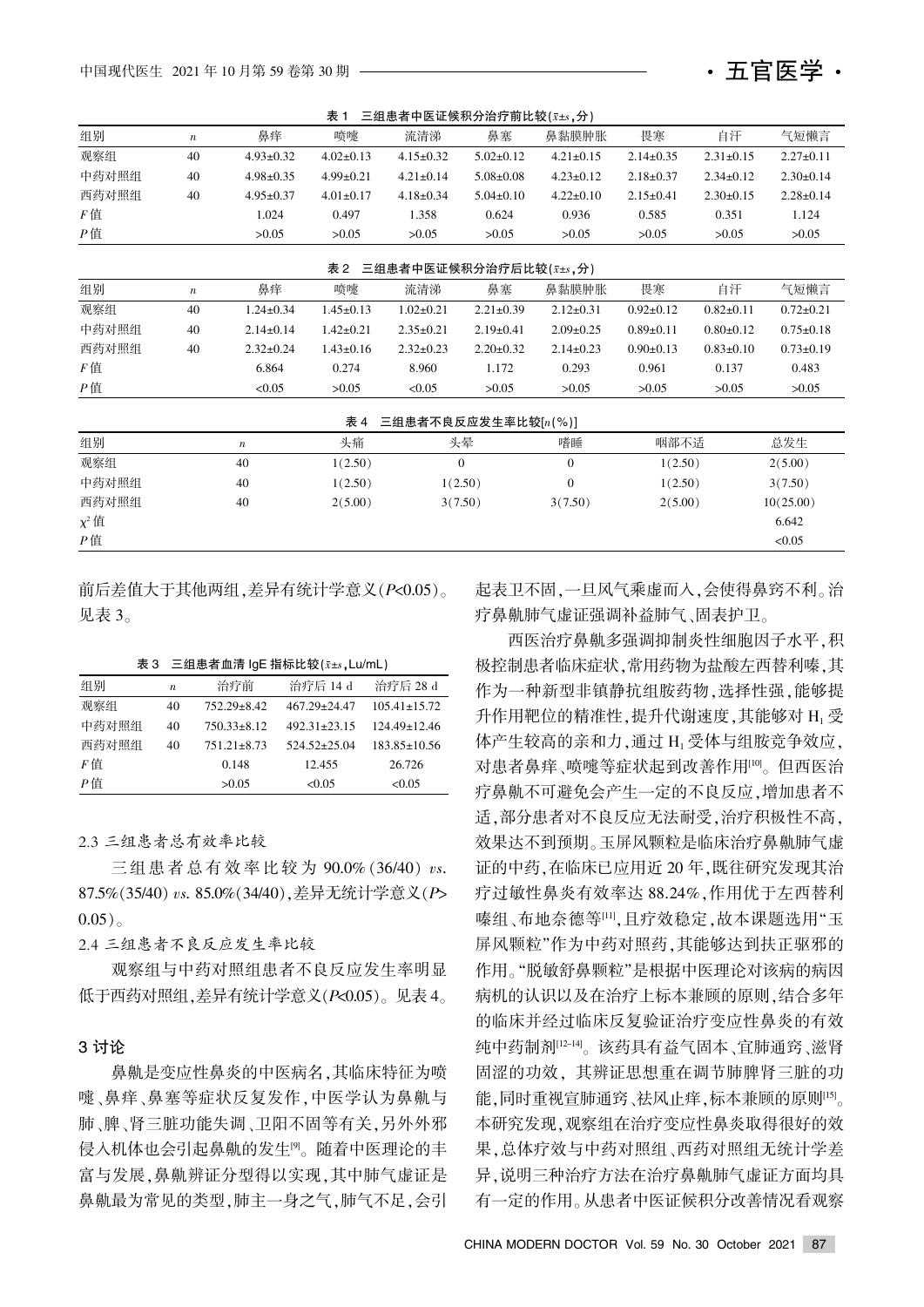表 1　三组患者中医证候积分治疗前比较($\bar{x}\pm s$,分)

| 组别 | $n$ | 鼻痒 | 喷嚏 | 流清涕 | 鼻塞 | 鼻黏膜肿胀 | 畏寒 | 自汗 | 气短懒言 |
|---|---|---|---|---|---|---|---|---|---|
| 观察组 | 40 | 4.93±0.32 | 4.02±0.13 | 4.15±0.32 | 5.02±0.12 | 4.21±0.15 | 2.14±0.35 | 2.31±0.15 | 2.27±0.11 |
| 中药对照组 | 40 | 4.98±0.35 | 4.99±0.21 | 4.21±0.14 | 5.08±0.08 | 4.23±0.12 | 2.18±0.37 | 2.34±0.12 | 2.30±0.14 |
| 西药对照组 | 40 | 4.95±0.37 | 4.01±0.17 | 4.18±0.34 | 5.04±0.10 | 4.22±0.10 | 2.15±0.41 | 2.30±0.15 | 2.28±0.14 |
| $F$值 | | 1.024 | 0.497 | 1.358 | 0.624 | 0.936 | 0.585 | 0.351 | 1.124 |
| $P$值 | | >0.05 | >0.05 | >0.05 | >0.05 | >0.05 | >0.05 | >0.05 | >0.05 |

表 2　三组患者中医证候积分治疗后比较($\bar{x}\pm s$,分)

| 组别 | $n$ | 鼻痒 | 喷嚏 | 流清涕 | 鼻塞 | 鼻黏膜肿胀 | 畏寒 | 自汗 | 气短懒言 |
|---|---|---|---|---|---|---|---|---|---|
| 观察组 | 40 | 1.24±0.34 | 1.45±0.13 | 1.02±0.21 | 2.21±0.39 | 2.12±0.31 | 0.92±0.12 | 0.82±0.11 | 0.72±0.21 |
| 中药对照组 | 40 | 2.14±0.14 | 1.42±0.21 | 2.35±0.21 | 2.19±0.41 | 2.09±0.25 | 0.89±0.11 | 0.80±0.12 | 0.75±0.18 |
| 西药对照组 | 40 | 2.32±0.24 | 1.43±0.16 | 2.32±0.23 | 2.20±0.32 | 2.14±0.23 | 0.90±0.13 | 0.83±0.10 | 0.73±0.19 |
| $F$值 | | 6.864 | 0.274 | 8.960 | 1.172 | 0.293 | 0.961 | 0.137 | 0.483 |
| $P$值 | | <0.05 | >0.05 | <0.05 | >0.05 | >0.05 | >0.05 | >0.05 | >0.05 |

表 4　三组患者不良反应发生率比较[$n$(%)]

| 组别 | $n$ | 头痛 | 头晕 | 嗜睡 | 咽部不适 | 总发生 |
|---|---|---|---|---|---|---|
| 观察组 | 40 | 1(2.50) | 0 | 0 | 1(2.50) | 2(5.00) |
| 中药对照组 | 40 | 1(2.50) | 1(2.50) | 0 | 1(2.50) | 3(7.50) |
| 西药对照组 | 40 | 2(5.00) | 3(7.50) | 3(7.50) | 2(5.00) | 10(25.00) |
| $\chi^2$值 | | | | | | 6.642 |
| $P$值 | | | | | | <0.05 |

前后差值大于其他两组,差异有统计学意义($P$<0.05)。见表 3。

表 3　三组患者血清 IgE 指标比较($\bar{x}\pm s$,Lu/mL)

| 组别 | $n$ | 治疗前 | 治疗后 14 d | 治疗后 28 d |
|---|---|---|---|---|
| 观察组 | 40 | 752.29±8.42 | 467.29±24.47 | 105.41±15.72 |
| 中药对照组 | 40 | 750.33±8.12 | 492.31±23.15 | 124.49±12.46 |
| 西药对照组 | 40 | 751.21±8.73 | 524.52±25.04 | 183.85±10.56 |
| $F$值 | | 0.148 | 12.455 | 26.726 |
| $P$值 | | >0.05 | <0.05 | <0.05 |

### 2.3 三组患者总有效率比较

三组患者总有效率比较为 90.0%(36/40) *vs.* 87.5%(35/40) *vs.* 85.0%(34/40),差异无统计学意义($P$>0.05)。

### 2.4 三组患者不良反应发生率比较

观察组与中药对照组患者不良反应发生率明显低于西药对照组,差异有统计学意义($P$<0.05)。见表 4。

## 3 讨论

鼻鼽是变应性鼻炎的中医病名,其临床特征为喷嚏、鼻痒、鼻塞等症状反复发作,中医学认为鼻鼽与肺、脾、肾三脏功能失调、卫阳不固等有关,另外外邪侵入机体也会引起鼻鼽的发生[9]。随着中医理论的丰富与发展,鼻鼽辨证分型得以实现,其中肺气虚证是鼻鼽最为常见的类型,肺主一身之气,肺气不足,会引起表卫不固,一旦风气乘虚而入,会使得鼻窍不利。治疗鼻鼽肺气虚证强调补益肺气、固表护卫。

西医治疗鼻鼽多强调抑制炎性细胞因子水平,积极控制患者临床症状,常用药物为盐酸左西替利嗪,其作为一种新型非镇静抗组胺药物,选择性强,能够提升作用靶位的精准性,提升代谢速度,其能够对 $H_1$ 受体产生较高的亲和力,通过 $H_1$ 受体与组胺竞争效应,对患者鼻痒、喷嚏等症状起到改善作用[10]。但西医治疗鼻鼽不可避免会产生一定的不良反应,增加患者不适,部分患者对不良反应无法耐受,治疗积极性不高,效果达不到预期。玉屏风颗粒是临床治疗鼻鼽肺气虚证的中药,在临床已应用近 20 年,既往研究发现其治疗过敏性鼻炎有效率达 88.24%,作用优于左西替利嗪组、布地奈德等[11],且疗效稳定,故本课题选用"玉屏风颗粒"作为中药对照药,其能够达到扶正驱邪的作用。"脱敏舒鼻颗粒"是根据中医理论对该病的病因病机的认识以及在治疗上标本兼顾的原则,结合多年的临床并经过临床反复验证治疗变应性鼻炎的有效纯中药制剂[12-14]。该药具有益气固本、宣肺通窍、滋肾固涩的功效,其辨证思想重在调节肺脾肾三脏的功能,同时重视宣肺通窍、祛风止痒,标本兼顾的原则[15]。本研究发现,观察组在治疗变应性鼻炎取得很好的效果,总体疗效与中药对照组、西药对照组无统计学差异,说明三种治疗方法在治疗鼻鼽肺气虚证方面均具有一定的作用。从患者中医证候积分改善情况看观察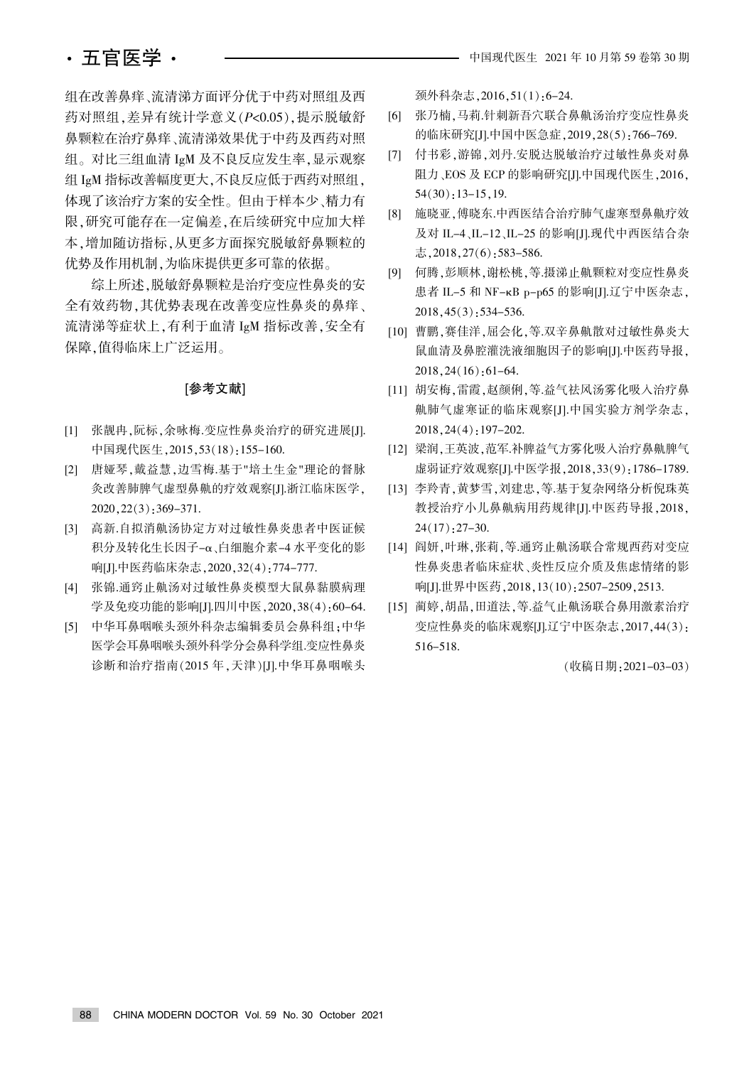组在改善鼻痒、流清涕方面评分优于中药对照组及西药对照组,差异有统计学意义($P<0.05$),提示脱敏舒鼻颗粒在治疗鼻痒、流清涕效果优于中药及西药对照组。对比三组血清 IgM 及不良反应发生率,显示观察组 IgM 指标改善幅度更大,不良反应低于西药对照组,体现了该治疗方案的安全性。但由于样本少、精力有限,研究可能存在一定偏差,在后续研究中应加大样本,增加随访指标,从更多方面探究脱敏舒鼻颗粒的优势及作用机制,为临床提供更多可靠的依据。

综上所述,脱敏舒鼻颗粒是治疗变应性鼻炎的安全有效药物,其优势表现在改善变应性鼻炎的鼻痒、流清涕等症状上,有利于血清 IgM 指标改善,安全有保障,值得临床上广泛运用。

## [参考文献]

[1] 张靓冉,阮标,余咏梅.变应性鼻炎治疗的研究进展[J].中国现代医生,2015,53(18):155-160.

[2] 唐娅琴,戴益慧,边雪梅.基于"培土生金"理论的督脉灸改善肺脾气虚型鼻鼽的疗效观察[J].浙江临床医学,2020,22(3):369-371.

[3] 高新.自拟消鼽汤协定方对过敏性鼻炎患者中医证候积分及转化生长因子-α、白细胞介素-4 水平变化的影响[J].中医药临床杂志,2020,32(4):774-777.

[4] 张锦.通窍止鼽汤对过敏性鼻炎模型大鼠鼻黏膜病理学及免疫功能的影响[J].四川中医,2020,38(4):60-64.

[5] 中华耳鼻咽喉头颈外科杂志编辑委员会鼻科组;中华医学会耳鼻咽喉头颈外科学分会鼻科学组.变应性鼻炎诊断和治疗指南(2015 年,天津)[J].中华耳鼻咽喉头颈外科杂志,2016,51(1):6-24.

[6] 张乃楠,马莉.针刺新吾穴联合鼻鼽汤治疗变应性鼻炎的临床研究[J].中国中医急症,2019,28(5):766-769.

[7] 付书彩,游锦,刘丹.安脱达脱敏治疗过敏性鼻炎对鼻阻力、EOS 及 ECP 的影响研究[J].中国现代医生,2016,54(30):13-15,19.

[8] 施晓亚,傅晓东.中西医结合治疗肺气虚寒型鼻鼽疗效及对 IL-4、IL-12、IL-25 的影响[J].现代中西医结合杂志,2018,27(6):583-586.

[9] 何腾,彭顺林,谢松桃,等.摄涕止鼽颗粒对变应性鼻炎患者 IL-5 和 NF-κB p-p65 的影响[J].辽宁中医杂志,2018,45(3):534-536.

[10] 曹鹏,赛佳洋,屈会化,等.双辛鼻鼽散对过敏性鼻炎大鼠血清及鼻腔灌洗液细胞因子的影响[J].中医药导报,2018,24(16):61-64.

[11] 胡安梅,雷霞,赵颜俐,等.益气祛风汤雾化吸入治疗鼻鼽肺气虚寒证的临床观察[J].中国实验方剂学杂志,2018,24(4):197-202.

[12] 梁润,王英波,范军.补脾益气方雾化吸入治疗鼻鼽脾气虚弱证疗效观察[J].中医学报,2018,33(9):1786-1789.

[13] 李羚青,黄梦雪,刘建忠,等.基于复杂网络分析倪珠英教授治疗小儿鼻鼽病用药规律[J].中医药导报,2018,24(17):27-30.

[14] 阎妍,叶琳,张莉,等.通窍止鼽汤联合常规西药对变应性鼻炎患者临床症状、炎性反应介质及焦虑情绪的影响[J].世界中医药,2018,13(10):2507-2509,2513.

[15] 蔺婷,胡晶,田道法,等.益气止鼽汤联合鼻用激素治疗变应性鼻炎的临床观察[J].辽宁中医杂志,2017,44(3):516-518.

(收稿日期:2021-03-03)